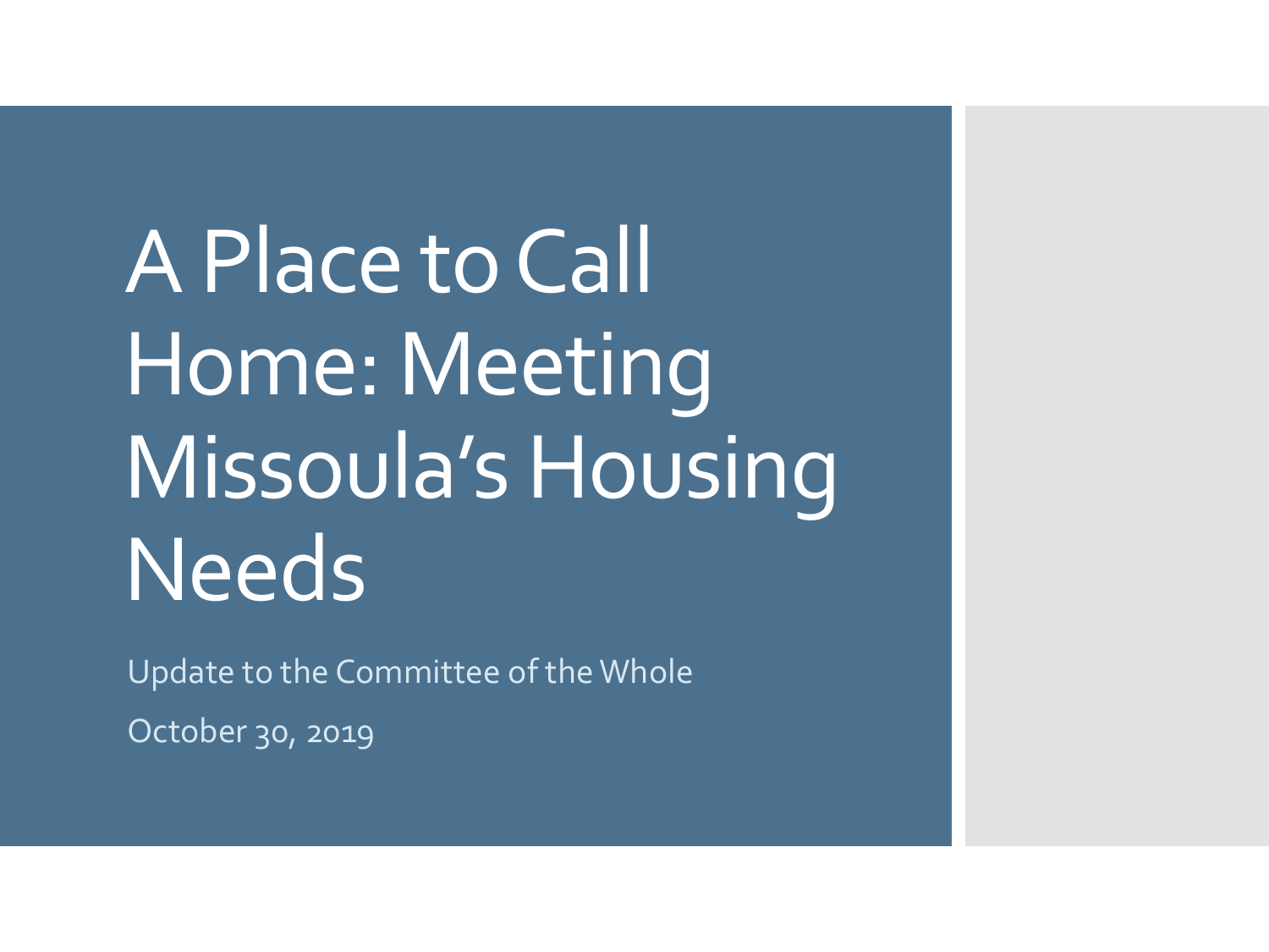# A Place to Call Home: Meeting Missoula's Housing Needs

Update to the Committee of the Whole

October 30, 2019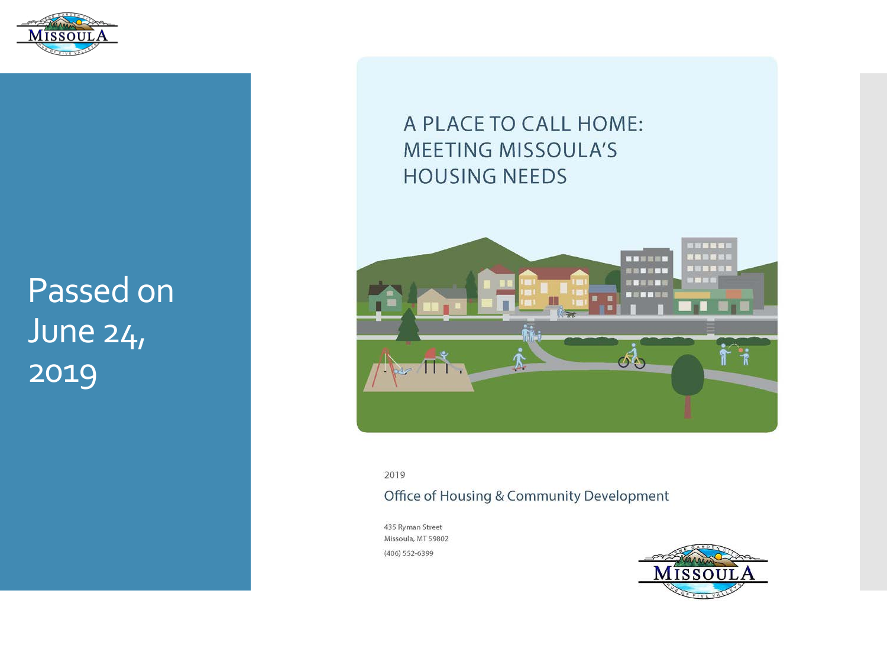Passed on June 24, 2019

# A PLACE TO CALL HOME: MEETING MISSOULA'S HOUSING NEEDS

2019

Office of Housing & Community Development

435 Ryman Street
Missoula, MT 59802
(406) 552-6399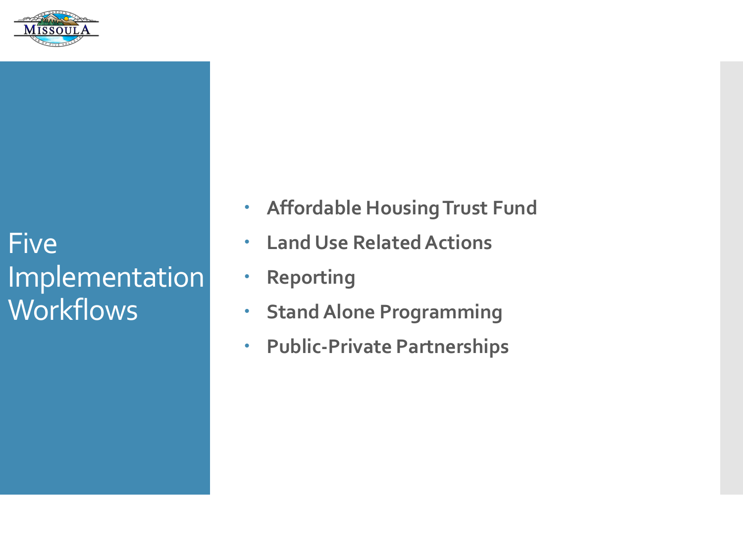# Five Implementation Workflows

- **Affordable Housing Trust Fund**
- **Land Use Related Actions**
- **Reporting**
- **Stand Alone Programming**
- **Public-Private Partnerships**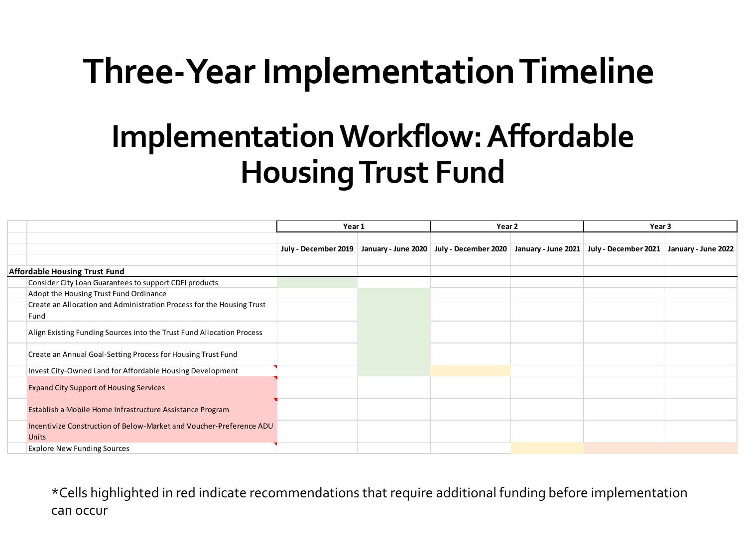# Three-Year Implementation Timeline

## Implementation Workflow: Affordable Housing Trust Fund

| | Year 1 | | Year 2 | | Year 3 | |
|---|---|---|---|---|---|---|
| | July - December 2019 | January - June 2020 | July - December 2020 | January - June 2021 | July - December 2021 | January - June 2022 |
| **Affordable Housing Trust Fund** | | | | | | |
| Consider City Loan Guarantees to support CDFI products | | | | | | |
| Adopt the Housing Trust Fund Ordinance | | | | | | |
| Create an Allocation and Administration Process for the Housing Trust Fund | | | | | | |
| Align Existing Funding Sources into the Trust Fund Allocation Process | | | | | | |
| Create an Annual Goal-Setting Process for Housing Trust Fund | | | | | | |
| Invest City-Owned Land for Affordable Housing Development | | | | | | |
| Expand City Support of Housing Services | | | | | | |
| Establish a Mobile Home Infrastructure Assistance Program | | | | | | |
| Incentivize Construction of Below-Market and Voucher-Preference ADU Units | | | | | | |
| Explore New Funding Sources | | | | | | |

*Cells highlighted in red indicate recommendations that require additional funding before implementation can occur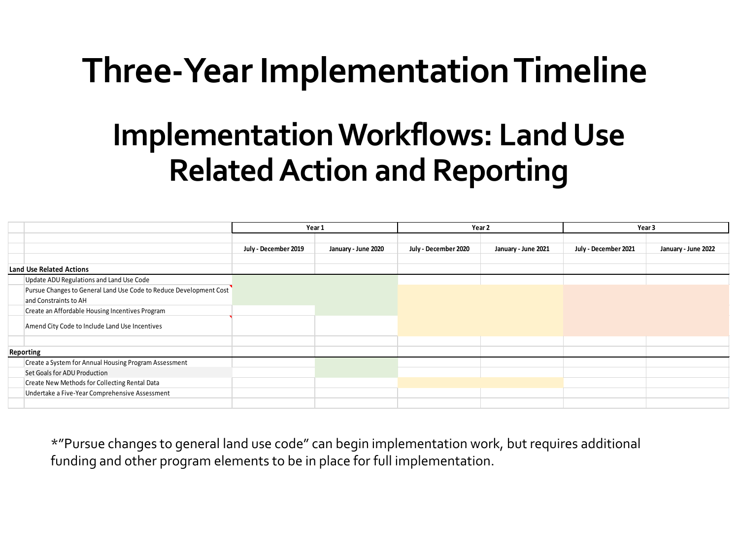# Three-Year Implementation Timeline

## Implementation Workflows: Land Use Related Action and Reporting

| | Year 1 | | Year 2 | | Year 3 | |
|---|---|---|---|---|---|---|
| | July - December 2019 | January - June 2020 | July - December 2020 | January - June 2021 | July - December 2021 | January - June 2022 |
| **Land Use Related Actions** | | | | | | |
| Update ADU Regulations and Land Use Code | | | | | | |
| Pursue Changes to General Land Use Code to Reduce Development Cost and Constraints to AH | | | | | | |
| Create an Affordable Housing Incentives Program | | | | | | |
| Amend City Code to Include Land Use Incentives | | | | | | |
| **Reporting** | | | | | | |
| Create a System for Annual Housing Program Assessment | | | | | | |
| Set Goals for ADU Production | | | | | | |
| Create New Methods for Collecting Rental Data | | | | | | |
| Undertake a Five-Year Comprehensive Assessment | | | | | | |

*"Pursue changes to general land use code" can begin implementation work, but requires additional funding and other program elements to be in place for full implementation.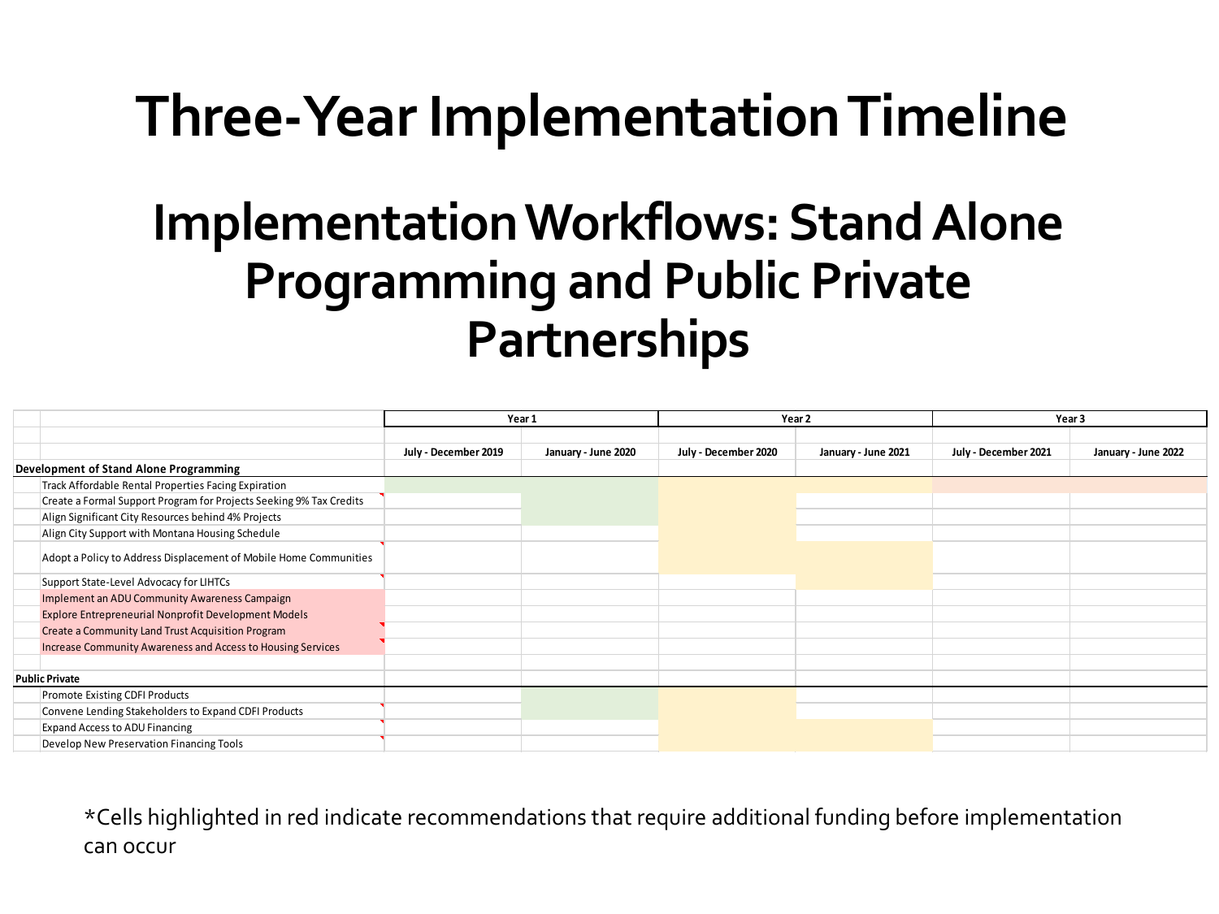# Three-Year Implementation Timeline

## Implementation Workflows: Stand Alone Programming and Public Private Partnerships

| | Year 1 | | Year 2 | | Year 3 | |
|---|---|---|---|---|---|---|
| | July - December 2019 | January - June 2020 | July - December 2020 | January - June 2021 | July - December 2021 | January - June 2022 |
| **Development of Stand Alone Programming** | | | | | | |
| Track Affordable Rental Properties Facing Expiration | | | | | | |
| Create a Formal Support Program for Projects Seeking 9% Tax Credits | | | | | | |
| Align Significant City Resources behind 4% Projects | | | | | | |
| Align City Support with Montana Housing Schedule | | | | | | |
| Adopt a Policy to Address Displacement of Mobile Home Communities | | | | | | |
| Support State-Level Advocacy for LIHTCs | | | | | | |
| Implement an ADU Community Awareness Campaign | | | | | | |
| Explore Entrepreneurial Nonprofit Development Models | | | | | | |
| Create a Community Land Trust Acquisition Program | | | | | | |
| Increase Community Awareness and Access to Housing Services | | | | | | |
| **Public Private** | | | | | | |
| Promote Existing CDFI Products | | | | | | |
| Convene Lending Stakeholders to Expand CDFI Products | | | | | | |
| Expand Access to ADU Financing | | | | | | |
| Develop New Preservation Financing Tools | | | | | | |

*Cells highlighted in red indicate recommendations that require additional funding before implementation can occur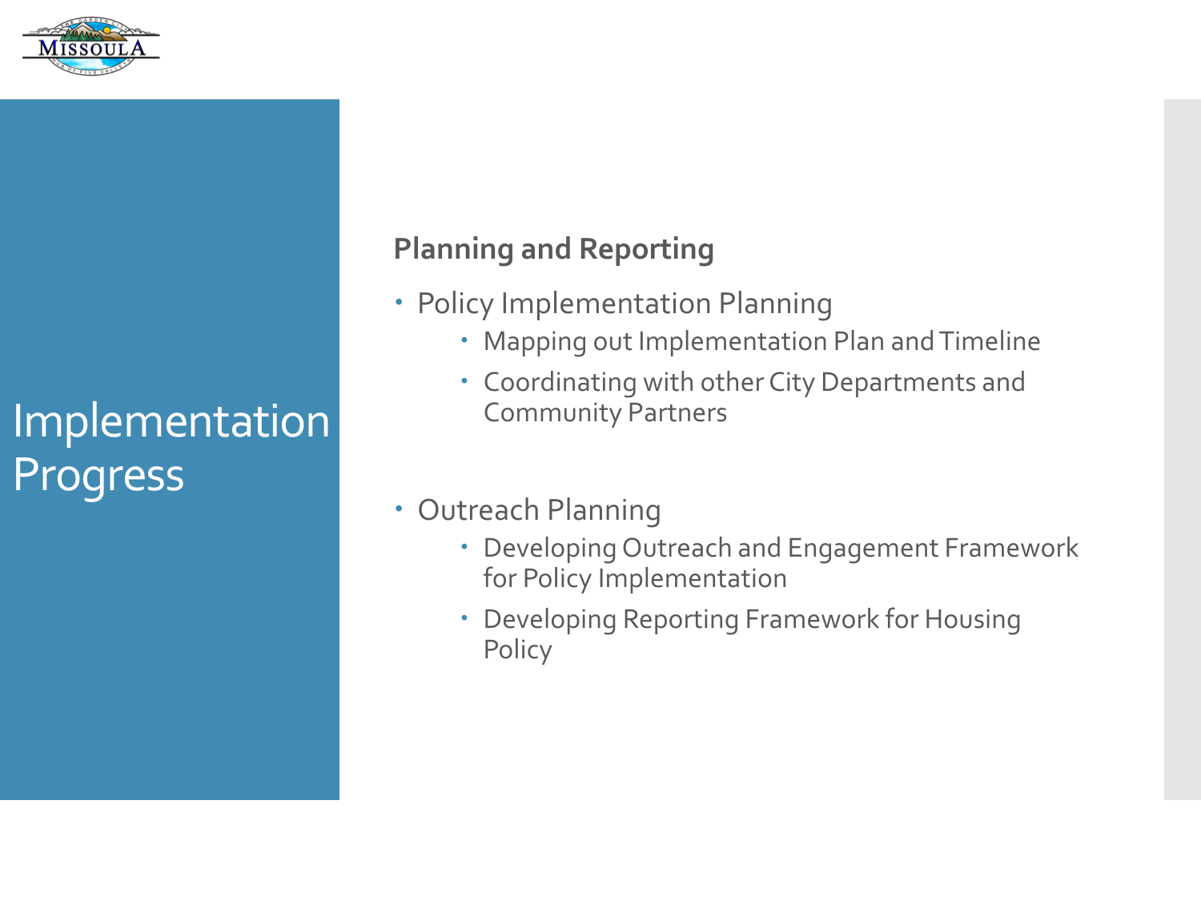# Implementation Progress

**Planning and Reporting**

- Policy Implementation Planning
  - Mapping out Implementation Plan and Timeline
  - Coordinating with other City Departments and Community Partners
- Outreach Planning
  - Developing Outreach and Engagement Framework for Policy Implementation
  - Developing Reporting Framework for Housing Policy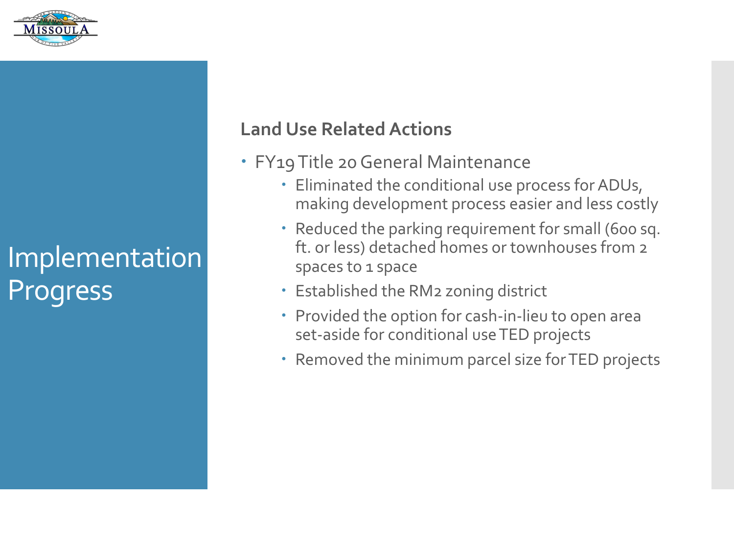# Implementation Progress

## Land Use Related Actions

- FY19 Title 20 General Maintenance
  - Eliminated the conditional use process for ADUs, making development process easier and less costly
  - Reduced the parking requirement for small (600 sq. ft. or less) detached homes or townhouses from 2 spaces to 1 space
  - Established the RM2 zoning district
  - Provided the option for cash-in-lieu to open area set-aside for conditional use TED projects
  - Removed the minimum parcel size for TED projects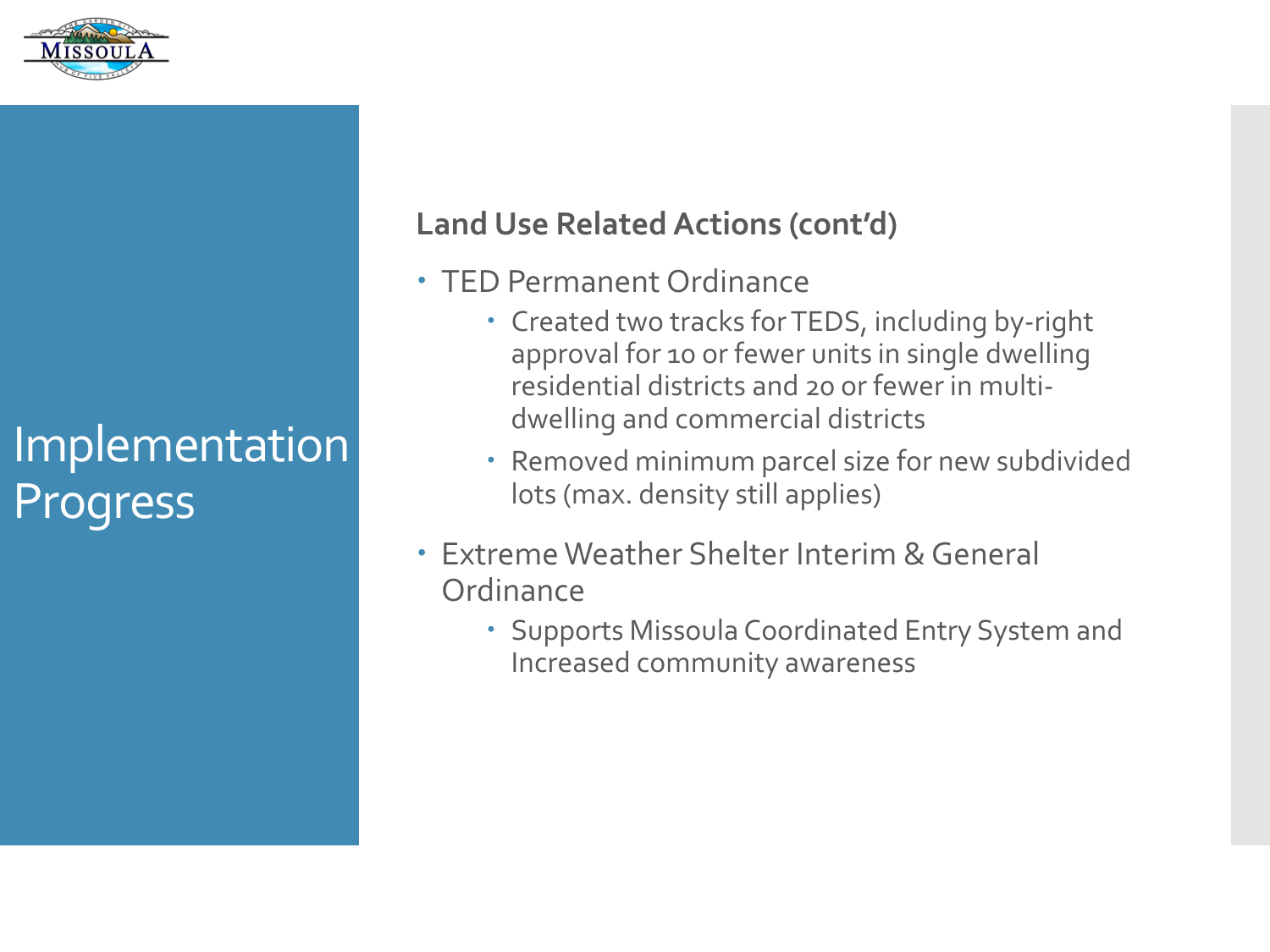# Implementation Progress

**Land Use Related Actions (cont'd)**

- TED Permanent Ordinance
  - Created two tracks for TEDS, including by-right approval for 10 or fewer units in single dwelling residential districts and 20 or fewer in multi-dwelling and commercial districts
  - Removed minimum parcel size for new subdivided lots (max. density still applies)
- Extreme Weather Shelter Interim & General Ordinance
  - Supports Missoula Coordinated Entry System and Increased community awareness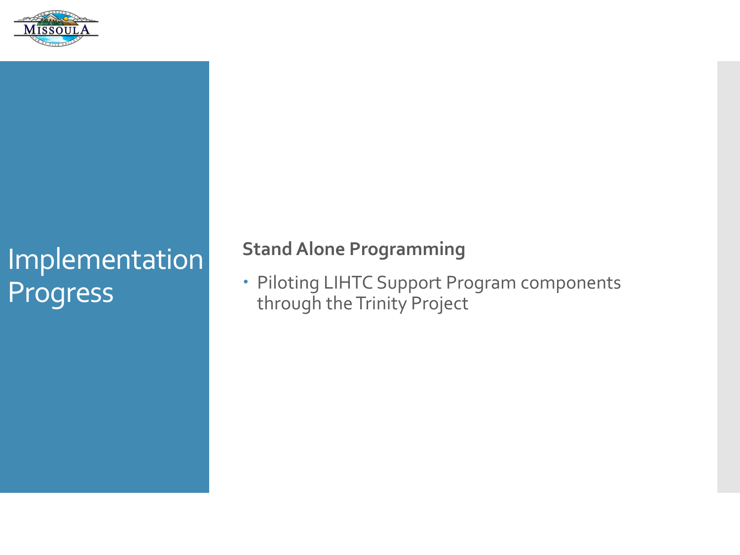# Implementation Progress

### Stand Alone Programming

- Piloting LIHTC Support Program components through the Trinity Project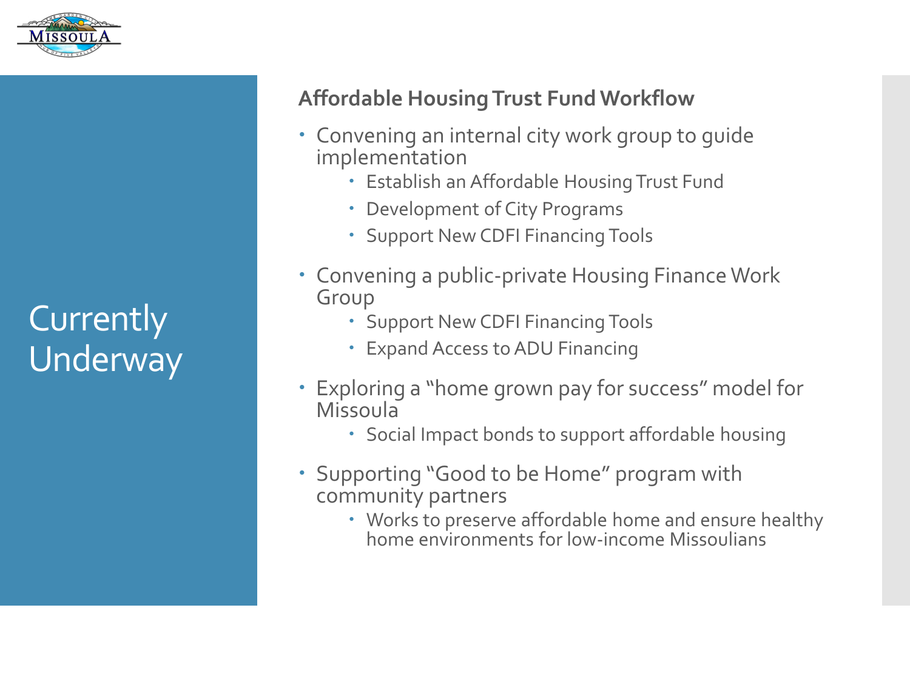# Currently Underway

## Affordable Housing Trust Fund Workflow

- Convening an internal city work group to guide implementation
  - Establish an Affordable Housing Trust Fund
  - Development of City Programs
  - Support New CDFI Financing Tools
- Convening a public-private Housing Finance Work Group
  - Support New CDFI Financing Tools
  - Expand Access to ADU Financing
- Exploring a "home grown pay for success" model for Missoula
  - Social Impact bonds to support affordable housing
- Supporting "Good to be Home" program with community partners
  - Works to preserve affordable home and ensure healthy home environments for low-income Missoulians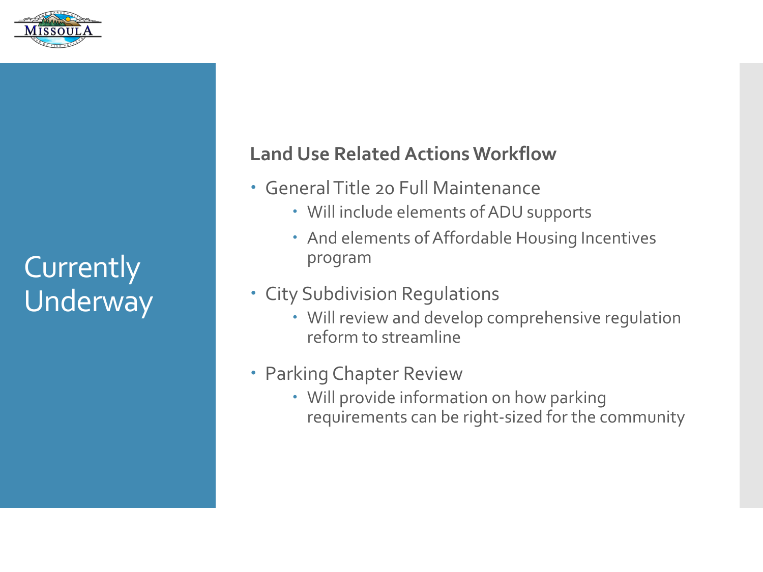# Currently Underway

## Land Use Related Actions Workflow

- General Title 20 Full Maintenance
  - Will include elements of ADU supports
  - And elements of Affordable Housing Incentives program
- City Subdivision Regulations
  - Will review and develop comprehensive regulation reform to streamline
- Parking Chapter Review
  - Will provide information on how parking requirements can be right-sized for the community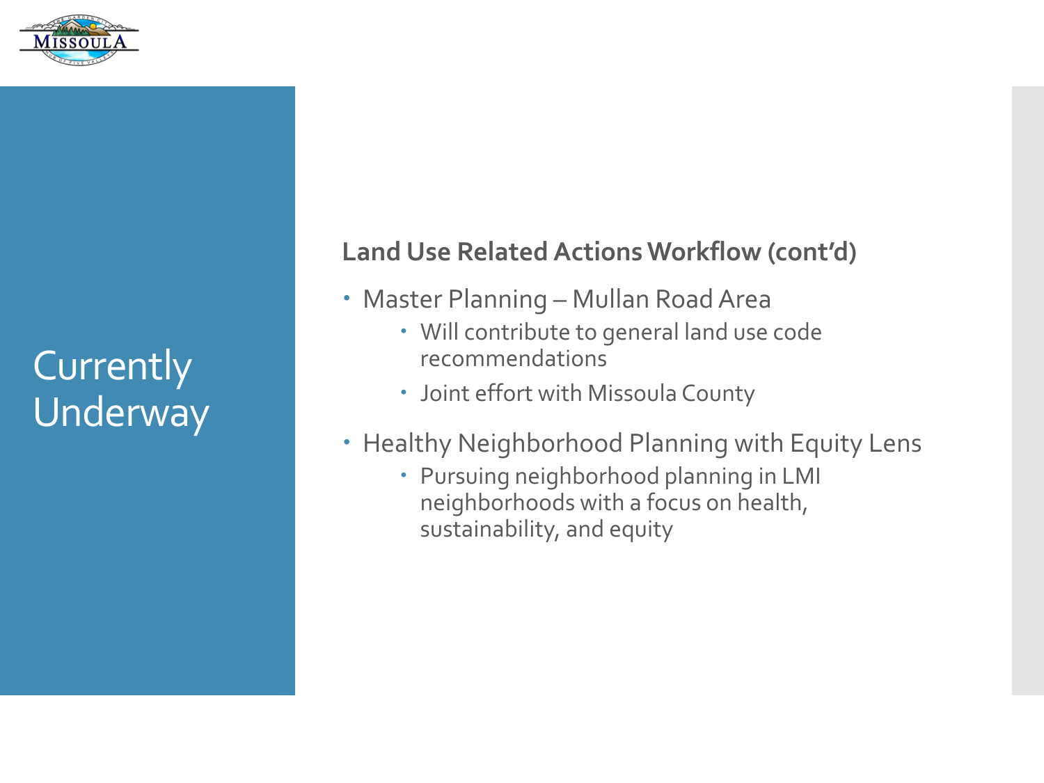# Currently Underway

## Land Use Related Actions Workflow (cont'd)

- Master Planning – Mullan Road Area
  - Will contribute to general land use code recommendations
  - Joint effort with Missoula County
- Healthy Neighborhood Planning with Equity Lens
  - Pursuing neighborhood planning in LMI neighborhoods with a focus on health, sustainability, and equity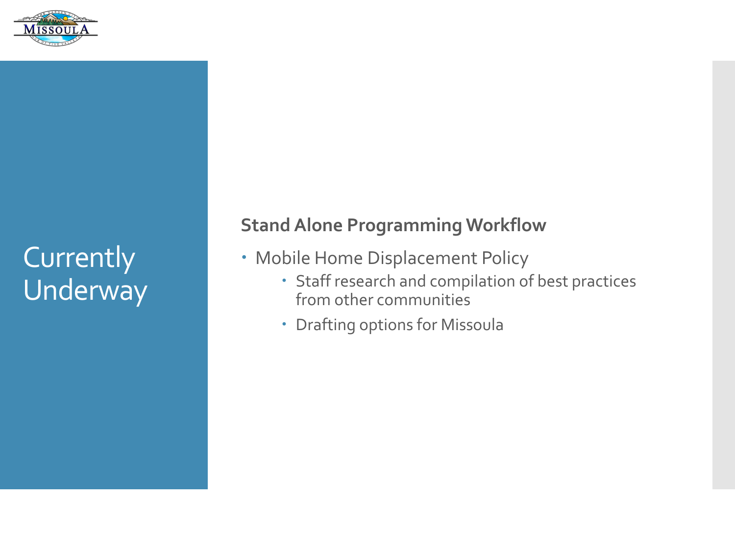# Currently Underway

## Stand Alone Programming Workflow

- Mobile Home Displacement Policy
  - Staff research and compilation of best practices from other communities
  - Drafting options for Missoula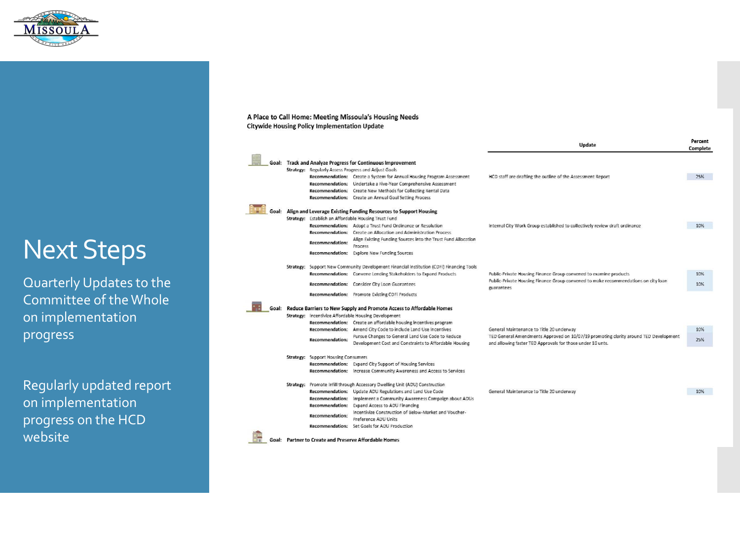# Next Steps

Quarterly Updates to the Committee of the Whole on implementation progress

Regularly updated report on implementation progress on the HCD website

**A Place to Call Home: Meeting Missoula's Housing Needs**
**Citywide Housing Policy Implementation Update**

| | | Update | Percent Complete |
|---|---|---|---|
| **Goal:** | **Track and Analyze Progress for Continuous Improvement** | | |
| **Strategy:** | Regularly Assess Progress and Adjust Goals | | |
| **Recommendation:** | Create a System for Annual Housing Program Assessment | HCD staff are drafting the outline of the Assessment Report | 25% |
| **Recommendation:** | Undertake a Five-Year Comprehensive Assessment | | |
| **Recommendation:** | Create New Methods for Collecting Rental Data | | |
| **Recommendation:** | Create an Annual Goal Setting Process | | |
| **Goal:** | **Align and Leverage Existing Funding Resources to Support Housing** | | |
| **Strategy:** | Establish an Affordable Housing Trust Fund | | |
| **Recommendation:** | Adopt a Trust Fund Ordinance or Resolution | Internal City Work Group established to collectively review draft ordinance | 10% |
| **Recommendation:** | Create an Allocation and Administration Process | | |
| **Recommendation:** | Align Existing Funding Sources into the Trust Fund Allocation Process | | |
| **Recommendation:** | Explore New Funding Sources | | |
| **Strategy:** | Support New Community Development Financial Institution (CDFI) Financing Tools | | |
| **Recommendation:** | Convene Lending Stakeholders to Expand Products | Public-Private Housing Finance Group convened to examine products | 10% |
| **Recommendation:** | Consider City Loan Guarantees | Public-Private Housing Finance Group convened to make recommendations on city loan guarantees | 10% |
| **Recommendation:** | Promote Existing CDFI Products | | |
| **Goal:** | **Reduce Barriers to New Supply and Promote Access to Affordable Homes** | | |
| **Strategy:** | Incentivize Affordable Housing Development | | |
| **Recommendation:** | Create an affordable housing incentives program | | |
| **Recommendation:** | Amend City Code to include Land Use Incentives | General Maintenance to Title 20 underway | 10% |
| **Recommendation:** | Pursue Changes to General Land Use Code to Reduce Development Cost and Constraints to Affordable Housing | TED General Amendments Approved on 10/07/19 promoting clarity around TED Development and allowing faster TED Approvals for those under 10 units. | 25% |
| **Strategy:** | Support Housing Consumers | | |
| **Recommendation:** | Expand City Support of Housing Services | | |
| **Recommendation:** | Increase Community Awareness and Access to Services | | |
| **Strategy:** | Promote Infill through Accessory Dwelling Unit (ADU) Construction | | |
| **Recommendation:** | Update ADU Regulations and Land Use Code | General Maintenance to Title 20 underway | 10% |
| **Recommendation:** | Implement a Community Awareness Campaign about ADUs | | |
| **Recommendation:** | Expand Access to ADU Financing | | |
| **Recommendation:** | Incentivize Construction of Below-Market and Voucher-Preference ADU Units | | |
| **Recommendation:** | Set Goals for ADU Production | | |
| **Goal:** | **Partner to Create and Preserve Affordable Homes** | | |